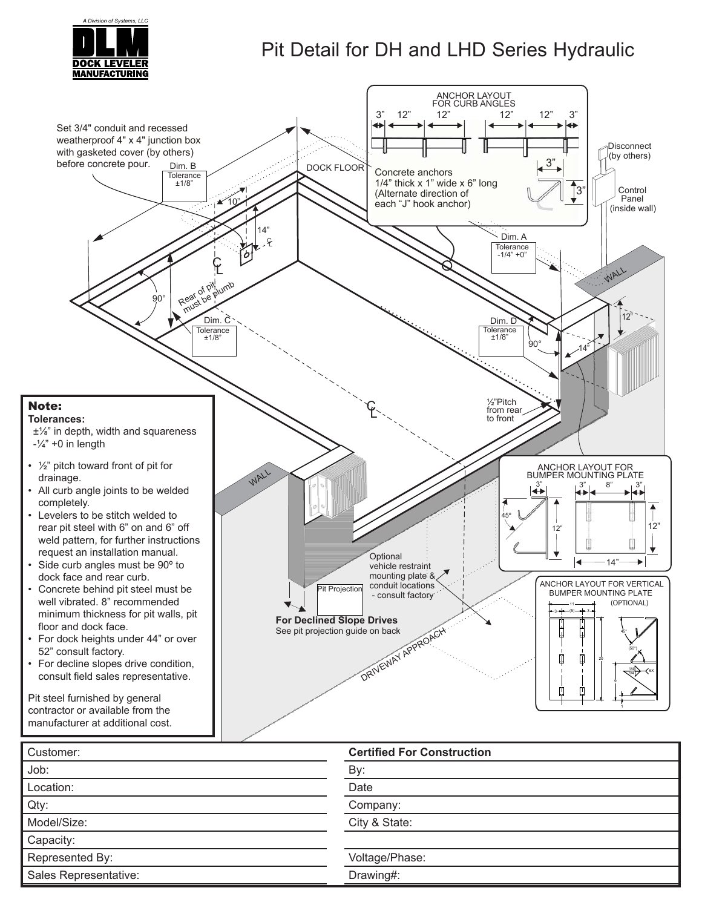# Pit Detail for DH and LHD Series Hydraulic

A Division of Systems, LLC

DLM DOCK LEVELER MANUFACTURING

Set 3/4" conduit and recessed weatherproof 4" x 4" junction box with gasketed cover (by others) before concrete pour.

ANCHOR LAYOUT FOR CURB ANGLES

3" 12" 12" 12" 12" 3"

DOCK FLOOR

Concrete anchors 1/4" thick x 1" wide x 6" long (Alternate direction of each "J" hook anchor)

3" 3"

Disconnect (by others)

Control Panel (inside wall)

Dim. B Tolerance ±1/8"

10"

14"

Dim. A Tolerance -1/4" +0"

WALL

Rear of pit must be plumb

90°

Dim. C Tolerance ±1/8"

Dim. D Tolerance ±1/8"

90°

12"

14"

½"Pitch from rear to front

ANCHOR LAYOUT FOR BUMPER MOUNTING PLATE

3" 3" 8" 3"

45°

12" 12"

14"

Optional vehicle restraint mounting plate & conduit locations - consult factory

Pit Projection

**For Declined Slope Drives**
See pit projection guide on back

ANCHOR LAYOUT FOR VERTICAL BUMPER MOUNTING PLATE (OPTIONAL)

DRIVEWAY APPROACH

## Note:

**Tolerances:**

±⅛" in depth, width and squareness
-¼" +0 in length

- ½" pitch toward front of pit for drainage.
- All curb angle joints to be welded completely.
- Levelers to be stitch welded to rear pit steel with 6" on and 6" off weld pattern, for further instructions request an installation manual.
- Side curb angles must be 90º to dock face and rear curb.
- Concrete behind pit steel must be well vibrated. 8" recommended minimum thickness for pit walls, pit floor and dock face.
- For dock heights under 44" or over 52" consult factory.
- For decline slopes drive condition, consult field sales representative.

Pit steel furnished by general contractor or available from the manufacturer at additional cost.

| Customer: | **Certified For Construction** |
|---|---|
| Job: | By: |
| Location: | Date |
| Qty: | Company: |
| Model/Size: | City & State: |
| Capacity: | |
| Represented By: | Voltage/Phase: |
| Sales Representative: | Drawing#: |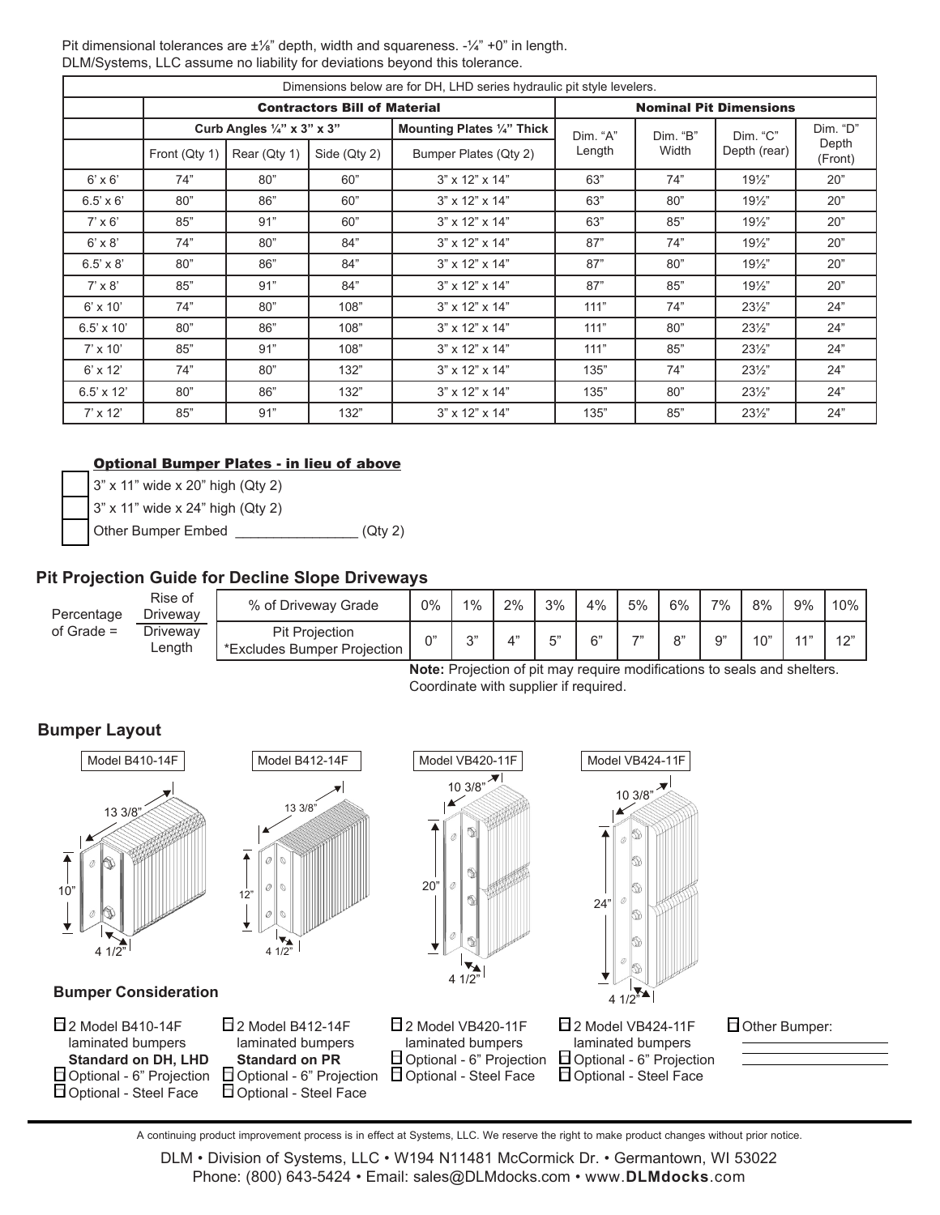Pit dimensional tolerances are ±⅛" depth, width and squareness. -¼" +0" in length.
DLM/Systems, LLC assume no liability for deviations beyond this tolerance.

| Dimensions below are for DH, LHD series hydraulic pit style levelers. | | | | | | | | |
|---|---|---|---|---|---|---|---|---|
| | **Contractors Bill of Material** | | | | **Nominal Pit Dimensions** | | | |
| | **Curb Angles ¼" x 3" x 3"** | | | **Mounting Plates ¼" Thick** | Dim. "A" Length | Dim. "B" Width | Dim. "C" Depth (rear) | Dim. "D" Depth (Front) |
| | Front (Qty 1) | Rear (Qty 1) | Side (Qty 2) | Bumper Plates (Qty 2) | | | | |
| 6' x 6' | 74" | 80" | 60" | 3" x 12" x 14" | 63" | 74" | 19½" | 20" |
| 6.5' x 6' | 80" | 86" | 60" | 3" x 12" x 14" | 63" | 80" | 19½" | 20" |
| 7' x 6' | 85" | 91" | 60" | 3" x 12" x 14" | 63" | 85" | 19½" | 20" |
| 6' x 8' | 74" | 80" | 84" | 3" x 12" x 14" | 87" | 74" | 19½" | 20" |
| 6.5' x 8' | 80" | 86" | 84" | 3" x 12" x 14" | 87" | 80" | 19½" | 20" |
| 7' x 8' | 85" | 91" | 84" | 3" x 12" x 14" | 87" | 85" | 19½" | 20" |
| 6' x 10' | 74" | 80" | 108" | 3" x 12" x 14" | 111" | 74" | 23½" | 24" |
| 6.5' x 10' | 80" | 86" | 108" | 3" x 12" x 14" | 111" | 80" | 23½" | 24" |
| 7' x 10' | 85" | 91" | 108" | 3" x 12" x 14" | 111" | 85" | 23½" | 24" |
| 6' x 12' | 74" | 80" | 132" | 3" x 12" x 14" | 135" | 74" | 23½" | 24" |
| 6.5' x 12' | 80" | 86" | 132" | 3" x 12" x 14" | 135" | 80" | 23½" | 24" |
| 7' x 12' | 85" | 91" | 132" | 3" x 12" x 14" | 135" | 85" | 23½" | 24" |

**Optional Bumper Plates - in lieu of above**

- ☐ 3" x 11" wide x 20" high (Qty 2)
- ☐ 3" x 11" wide x 24" high (Qty 2)
- ☐ Other Bumper Embed ________________ (Qty 2)

## Pit Projection Guide for Decline Slope Driveways

Percentage of Grade = Rise of Driveway / Driveway Length

| % of Driveway Grade | 0% | 1% | 2% | 3% | 4% | 5% | 6% | 7% | 8% | 9% | 10% |
|---|---|---|---|---|---|---|---|---|---|---|---|
| Pit Projection *Excludes Bumper Projection | 0" | 3" | 4" | 5" | 6" | 7" | 8" | 9" | 10" | 11" | 12" |

**Note:** Projection of pit may require modifications to seals and shelters. Coordinate with supplier if required.

## Bumper Layout

Model B410-14F
13 3/8"
10"
4 1/2"

Model B412-14F
13 3/8"
12"
4 1/2"

Model VB420-11F
10 3/8"
20"
4 1/2"

Model VB424-11F
10 3/8"
24"
4 1/2"

### Bumper Consideration

- ☐ 2 Model B410-14F laminated bumpers **Standard on DH, LHD**
  - ☐ Optional - 6" Projection
  - ☐ Optional - Steel Face
- ☐ 2 Model B412-14F laminated bumpers **Standard on PR**
  - ☐ Optional - 6" Projection
  - ☐ Optional - Steel Face
- ☐ 2 Model VB420-11F laminated bumpers
  - ☐ Optional - 6" Projection
  - ☐ Optional - Steel Face
- ☐ 2 Model VB424-11F laminated bumpers
  - ☐ Optional - 6" Projection
  - ☐ Optional - Steel Face
- ☐ Other Bumper: ________________

A continuing product improvement process is in effect at Systems, LLC. We reserve the right to make product changes without prior notice.

DLM • Division of Systems, LLC • W194 N11481 McCormick Dr. • Germantown, WI 53022
Phone: (800) 643-5424 • Email: sales@DLMdocks.com • www.**DLMdocks**.com